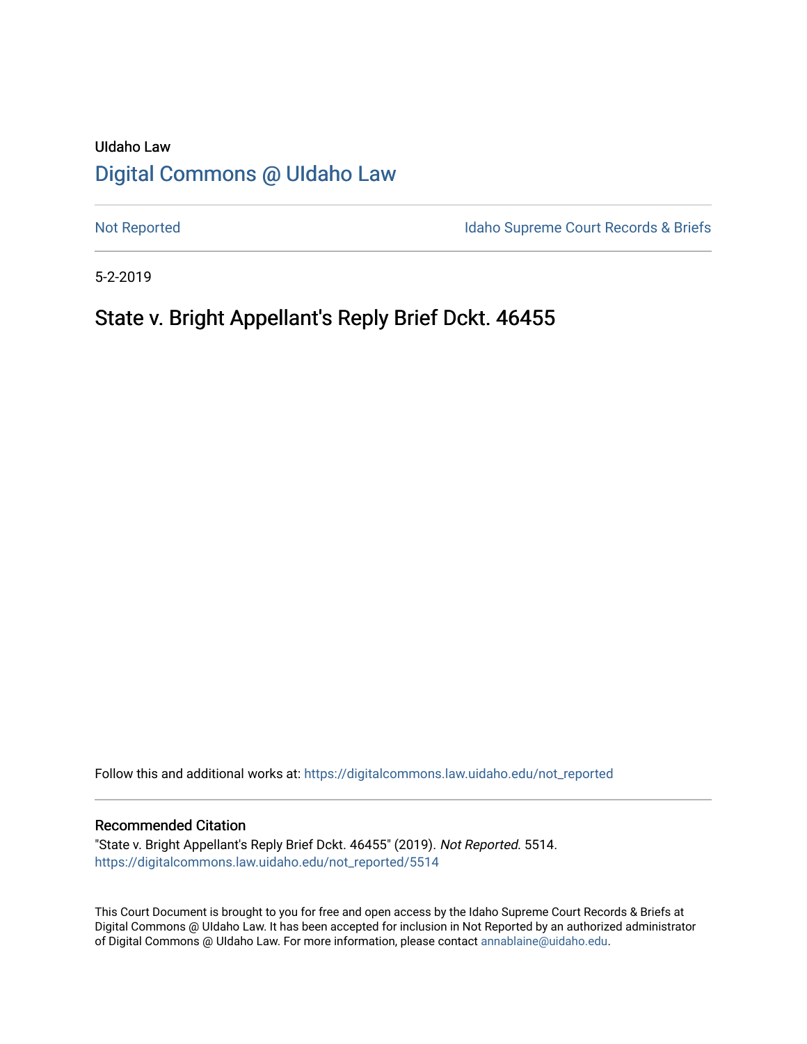UIdaho Law

# Digital Commons @ UIdaho Law

Not Reported

Idaho Supreme Court Records & Briefs

5-2-2019

## State v. Bright Appellant's Reply Brief Dckt. 46455

Follow this and additional works at: https://digitalcommons.law.uidaho.edu/not_reported

### Recommended Citation

"State v. Bright Appellant's Reply Brief Dckt. 46455" (2019). *Not Reported*. 5514.
https://digitalcommons.law.uidaho.edu/not_reported/5514

This Court Document is brought to you for free and open access by the Idaho Supreme Court Records & Briefs at Digital Commons @ UIdaho Law. It has been accepted for inclusion in Not Reported by an authorized administrator of Digital Commons @ UIdaho Law. For more information, please contact annablaine@uidaho.edu.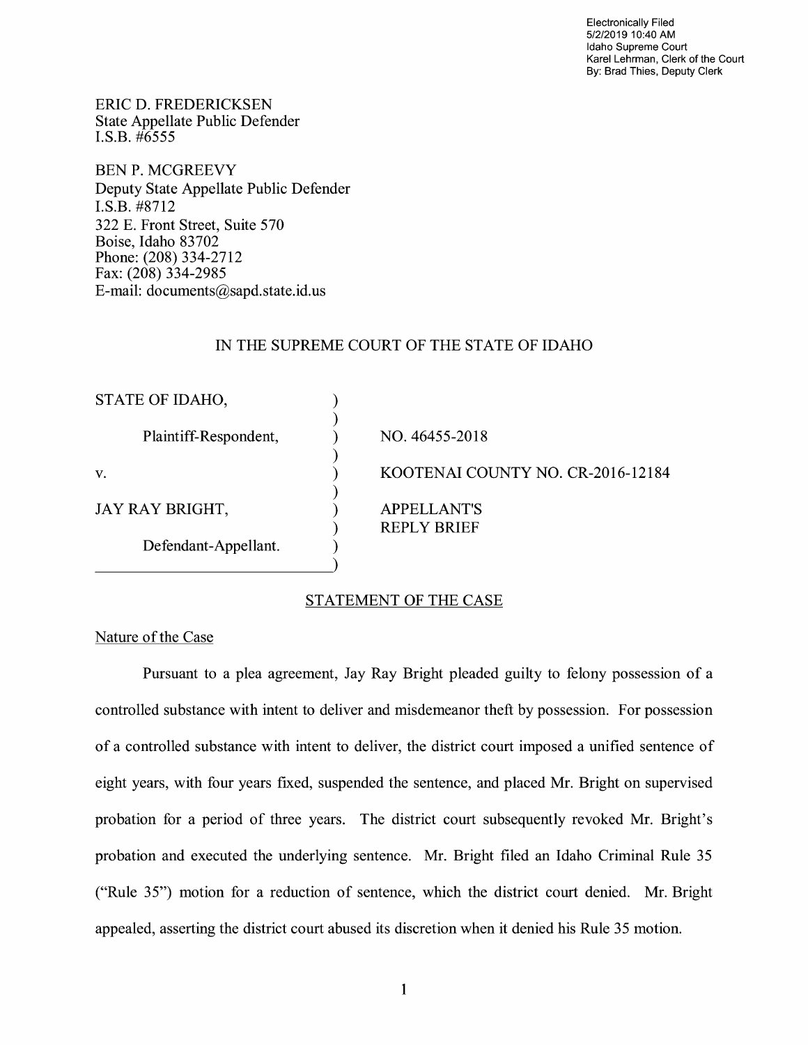Electronically Filed
5/2/2019 10:40 AM
Idaho Supreme Court
Karel Lehrman, Clerk of the Court
By: Brad Thies, Deputy Clerk

ERIC D. FREDERICKSEN
State Appellate Public Defender
I.S.B. #6555

BEN P. MCGREEVY
Deputy State Appellate Public Defender
I.S.B. #8712
322 E. Front Street, Suite 570
Boise, Idaho 83702
Phone: (208) 334-2712
Fax: (208) 334-2985
E-mail: documents@sapd.state.id.us

IN THE SUPREME COURT OF THE STATE OF IDAHO

| | | |
|---|---|---|
| STATE OF IDAHO, | ) | |
| | ) | |
| Plaintiff-Respondent, | ) | NO. 46455-2018 |
| | ) | |
| v. | ) | KOOTENAI COUNTY NO. CR-2016-12184 |
| | ) | |
| JAY RAY BRIGHT, | ) | APPELLANT'S |
| | ) | REPLY BRIEF |
| Defendant-Appellant. | ) | |

## STATEMENT OF THE CASE

### Nature of the Case

Pursuant to a plea agreement, Jay Ray Bright pleaded guilty to felony possession of a controlled substance with intent to deliver and misdemeanor theft by possession. For possession of a controlled substance with intent to deliver, the district court imposed a unified sentence of eight years, with four years fixed, suspended the sentence, and placed Mr. Bright on supervised probation for a period of three years. The district court subsequently revoked Mr. Bright's probation and executed the underlying sentence. Mr. Bright filed an Idaho Criminal Rule 35 ("Rule 35") motion for a reduction of sentence, which the district court denied. Mr. Bright appealed, asserting the district court abused its discretion when it denied his Rule 35 motion.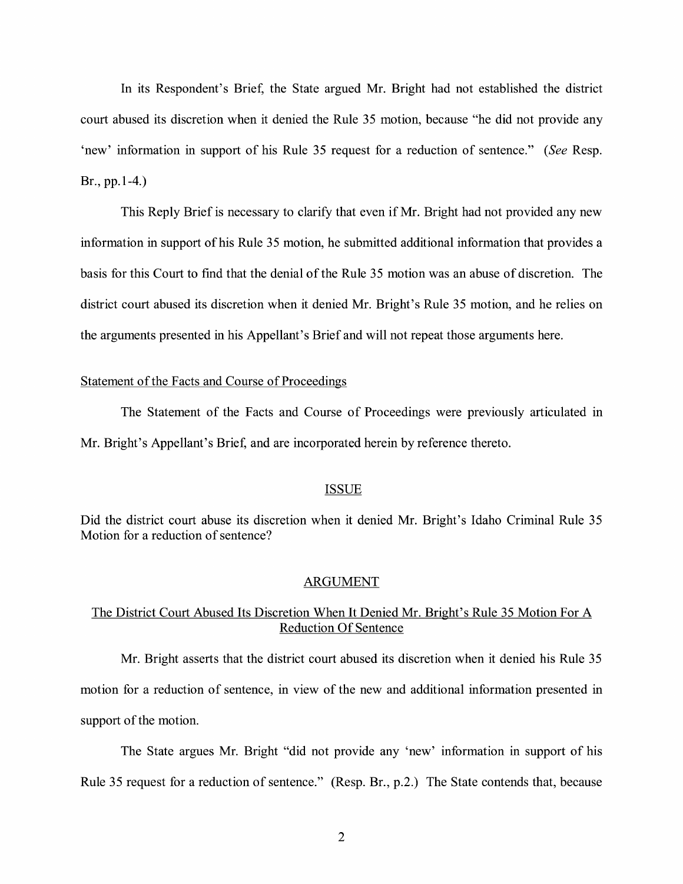In its Respondent's Brief, the State argued Mr. Bright had not established the district court abused its discretion when it denied the Rule 35 motion, because "he did not provide any 'new' information in support of his Rule 35 request for a reduction of sentence." (*See* Resp. Br., pp.1-4.)

This Reply Brief is necessary to clarify that even if Mr. Bright had not provided any new information in support of his Rule 35 motion, he submitted additional information that provides a basis for this Court to find that the denial of the Rule 35 motion was an abuse of discretion. The district court abused its discretion when it denied Mr. Bright's Rule 35 motion, and he relies on the arguments presented in his Appellant's Brief and will not repeat those arguments here.

## Statement of the Facts and Course of Proceedings

The Statement of the Facts and Course of Proceedings were previously articulated in Mr. Bright's Appellant's Brief, and are incorporated herein by reference thereto.

## ISSUE

Did the district court abuse its discretion when it denied Mr. Bright's Idaho Criminal Rule 35 Motion for a reduction of sentence?

## ARGUMENT

### The District Court Abused Its Discretion When It Denied Mr. Bright's Rule 35 Motion For A Reduction Of Sentence

Mr. Bright asserts that the district court abused its discretion when it denied his Rule 35 motion for a reduction of sentence, in view of the new and additional information presented in support of the motion.

The State argues Mr. Bright "did not provide any 'new' information in support of his Rule 35 request for a reduction of sentence." (Resp. Br., p.2.) The State contends that, because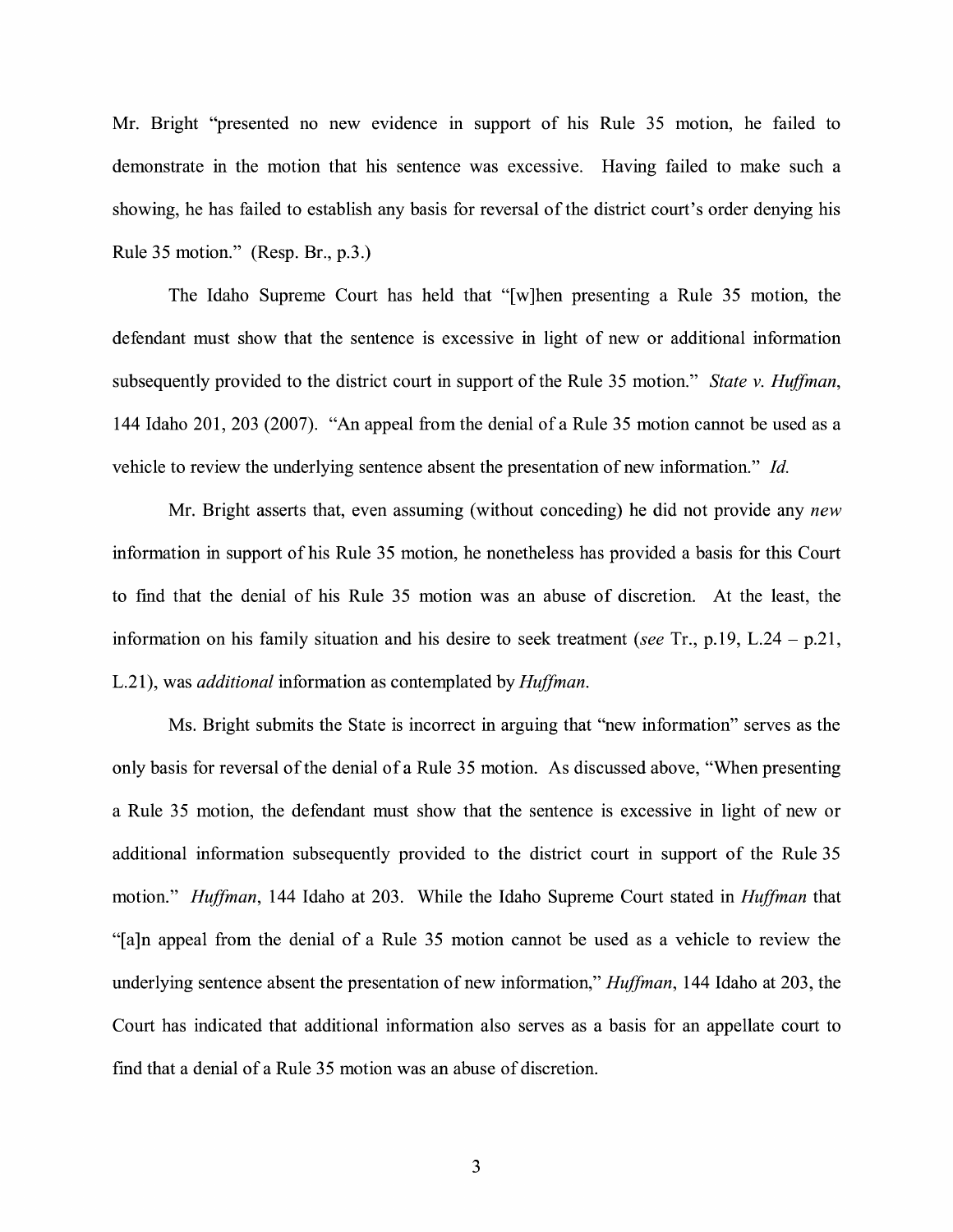Mr. Bright "presented no new evidence in support of his Rule 35 motion, he failed to demonstrate in the motion that his sentence was excessive. Having failed to make such a showing, he has failed to establish any basis for reversal of the district court's order denying his Rule 35 motion." (Resp. Br., p.3.)

The Idaho Supreme Court has held that "[w]hen presenting a Rule 35 motion, the defendant must show that the sentence is excessive in light of new or additional information subsequently provided to the district court in support of the Rule 35 motion." *State v. Huffman*, 144 Idaho 201, 203 (2007). "An appeal from the denial of a Rule 35 motion cannot be used as a vehicle to review the underlying sentence absent the presentation of new information." *Id.*

Mr. Bright asserts that, even assuming (without conceding) he did not provide any *new* information in support of his Rule 35 motion, he nonetheless has provided a basis for this Court to find that the denial of his Rule 35 motion was an abuse of discretion. At the least, the information on his family situation and his desire to seek treatment (*see* Tr., p.19, L.24 – p.21, L.21), was *additional* information as contemplated by *Huffman*.

Ms. Bright submits the State is incorrect in arguing that "new information" serves as the only basis for reversal of the denial of a Rule 35 motion. As discussed above, "When presenting a Rule 35 motion, the defendant must show that the sentence is excessive in light of new or additional information subsequently provided to the district court in support of the Rule 35 motion." *Huffman*, 144 Idaho at 203. While the Idaho Supreme Court stated in *Huffman* that "[a]n appeal from the denial of a Rule 35 motion cannot be used as a vehicle to review the underlying sentence absent the presentation of new information," *Huffman*, 144 Idaho at 203, the Court has indicated that additional information also serves as a basis for an appellate court to find that a denial of a Rule 35 motion was an abuse of discretion.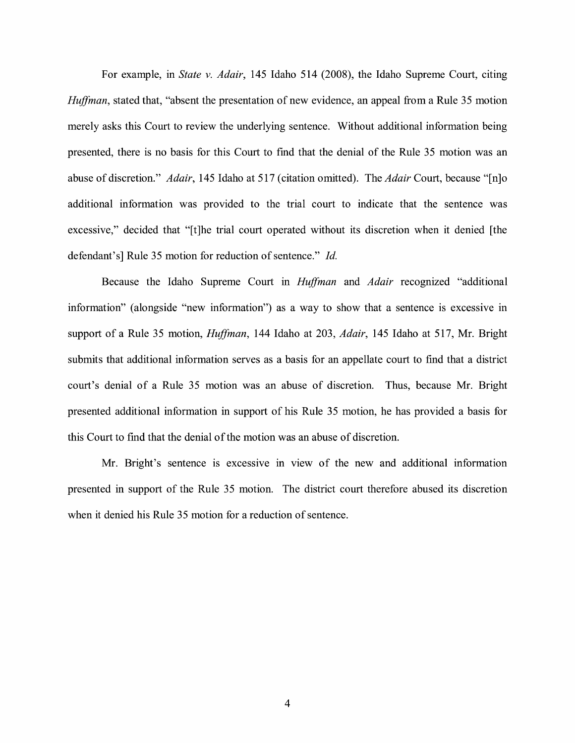For example, in *State v. Adair*, 145 Idaho 514 (2008), the Idaho Supreme Court, citing *Huffman*, stated that, "absent the presentation of new evidence, an appeal from a Rule 35 motion merely asks this Court to review the underlying sentence. Without additional information being presented, there is no basis for this Court to find that the denial of the Rule 35 motion was an abuse of discretion." *Adair*, 145 Idaho at 517 (citation omitted). The *Adair* Court, because "[n]o additional information was provided to the trial court to indicate that the sentence was excessive," decided that "[t]he trial court operated without its discretion when it denied [the defendant's] Rule 35 motion for reduction of sentence." *Id.*

Because the Idaho Supreme Court in *Huffman* and *Adair* recognized "additional information" (alongside "new information") as a way to show that a sentence is excessive in support of a Rule 35 motion, *Huffman*, 144 Idaho at 203, *Adair*, 145 Idaho at 517, Mr. Bright submits that additional information serves as a basis for an appellate court to find that a district court's denial of a Rule 35 motion was an abuse of discretion. Thus, because Mr. Bright presented additional information in support of his Rule 35 motion, he has provided a basis for this Court to find that the denial of the motion was an abuse of discretion.

Mr. Bright's sentence is excessive in view of the new and additional information presented in support of the Rule 35 motion. The district court therefore abused its discretion when it denied his Rule 35 motion for a reduction of sentence.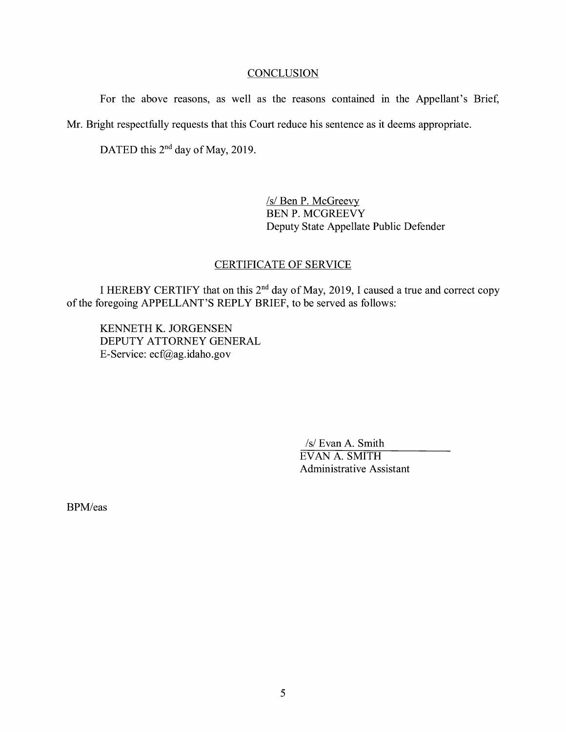## CONCLUSION

For the above reasons, as well as the reasons contained in the Appellant's Brief, Mr. Bright respectfully requests that this Court reduce his sentence as it deems appropriate.

DATED this 2nd day of May, 2019.

/s/ Ben P. McGreevy
BEN P. MCGREEVY
Deputy State Appellate Public Defender

## CERTIFICATE OF SERVICE

I HEREBY CERTIFY that on this 2nd day of May, 2019, I caused a true and correct copy of the foregoing APPELLANT'S REPLY BRIEF, to be served as follows:

KENNETH K. JORGENSEN
DEPUTY ATTORNEY GENERAL
E-Service: ecf@ag.idaho.gov

/s/ Evan A. Smith
EVAN A. SMITH
Administrative Assistant

BPM/eas